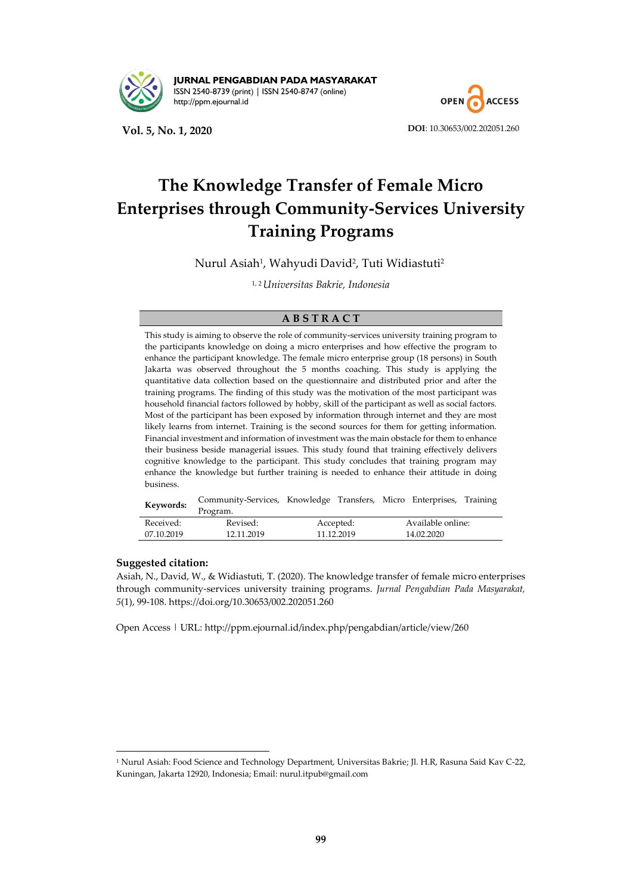**JURNAL PENGABDIAN PADA MASYARAKAT**
ISSN 2540-8739 (print) | ISSN 2540-8747 (online)
http://ppm.ejournal.id

**Vol. 5, No. 1, 2020** **DOI**: 10.30653/002.202051.260

# The Knowledge Transfer of Female Micro Enterprises through Community-Services University Training Programs

Nurul Asiah[1], Wahyudi David[2], Tuti Widiastuti[2]

[1, 2] *Universitas Bakrie, Indonesia*

## ABSTRACT

This study is aiming to observe the role of community-services university training program to the participants knowledge on doing a micro enterprises and how effective the program to enhance the participant knowledge. The female micro enterprise group (18 persons) in South Jakarta was observed throughout the 5 months coaching. This study is applying the quantitative data collection based on the questionnaire and distributed prior and after the training programs. The finding of this study was the motivation of the most participant was household financial factors followed by hobby, skill of the participant as well as social factors. Most of the participant has been exposed by information through internet and they are most likely learns from internet. Training is the second sources for them for getting information. Financial investment and information of investment was the main obstacle for them to enhance their business beside managerial issues. This study found that training effectively delivers cognitive knowledge to the participant. This study concludes that training program may enhance the knowledge but further training is needed to enhance their attitude in doing business.

| **Keywords:** | Community-Services, Knowledge Transfers, Micro Enterprises, Training Program. | | |
|---|---|---|---|
| Received: | Revised: | Accepted: | Available online: |
| 07.10.2019 | 12.11.2019 | 11.12.2019 | 14.02.2020 |

**Suggested citation:**

Asiah, N., David, W., & Widiastuti, T. (2020). The knowledge transfer of female micro enterprises through community-services university training programs. *Jurnal Pengabdian Pada Masyarakat, 5*(1), 99-108. https://doi.org/10.30653/002.202051.260

Open Access | URL: http://ppm.ejournal.id/index.php/pengabdian/article/view/260

---

[1] Nurul Asiah: Food Science and Technology Department, Universitas Bakrie; Jl. H.R, Rasuna Said Kav C-22, Kuningan, Jakarta 12920, Indonesia; Email: nurul.itpub@gmail.com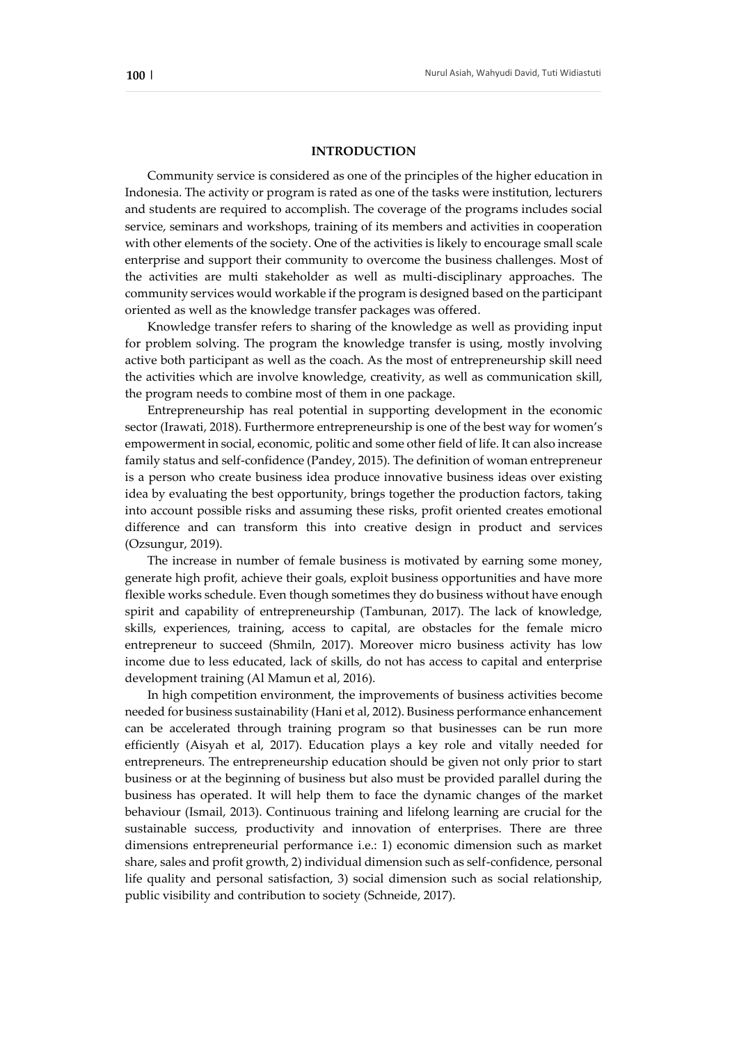## INTRODUCTION

Community service is considered as one of the principles of the higher education in Indonesia. The activity or program is rated as one of the tasks were institution, lecturers and students are required to accomplish. The coverage of the programs includes social service, seminars and workshops, training of its members and activities in cooperation with other elements of the society. One of the activities is likely to encourage small scale enterprise and support their community to overcome the business challenges. Most of the activities are multi stakeholder as well as multi-disciplinary approaches. The community services would workable if the program is designed based on the participant oriented as well as the knowledge transfer packages was offered.

Knowledge transfer refers to sharing of the knowledge as well as providing input for problem solving. The program the knowledge transfer is using, mostly involving active both participant as well as the coach. As the most of entrepreneurship skill need the activities which are involve knowledge, creativity, as well as communication skill, the program needs to combine most of them in one package.

Entrepreneurship has real potential in supporting development in the economic sector (Irawati, 2018). Furthermore entrepreneurship is one of the best way for women's empowerment in social, economic, politic and some other field of life. It can also increase family status and self-confidence (Pandey, 2015). The definition of woman entrepreneur is a person who create business idea produce innovative business ideas over existing idea by evaluating the best opportunity, brings together the production factors, taking into account possible risks and assuming these risks, profit oriented creates emotional difference and can transform this into creative design in product and services (Ozsungur, 2019).

The increase in number of female business is motivated by earning some money, generate high profit, achieve their goals, exploit business opportunities and have more flexible works schedule. Even though sometimes they do business without have enough spirit and capability of entrepreneurship (Tambunan, 2017). The lack of knowledge, skills, experiences, training, access to capital, are obstacles for the female micro entrepreneur to succeed (Shmiln, 2017). Moreover micro business activity has low income due to less educated, lack of skills, do not has access to capital and enterprise development training (Al Mamun et al, 2016).

In high competition environment, the improvements of business activities become needed for business sustainability (Hani et al, 2012). Business performance enhancement can be accelerated through training program so that businesses can be run more efficiently (Aisyah et al, 2017). Education plays a key role and vitally needed for entrepreneurs. The entrepreneurship education should be given not only prior to start business or at the beginning of business but also must be provided parallel during the business has operated. It will help them to face the dynamic changes of the market behaviour (Ismail, 2013). Continuous training and lifelong learning are crucial for the sustainable success, productivity and innovation of enterprises. There are three dimensions entrepreneurial performance i.e.: 1) economic dimension such as market share, sales and profit growth, 2) individual dimension such as self-confidence, personal life quality and personal satisfaction, 3) social dimension such as social relationship, public visibility and contribution to society (Schneide, 2017).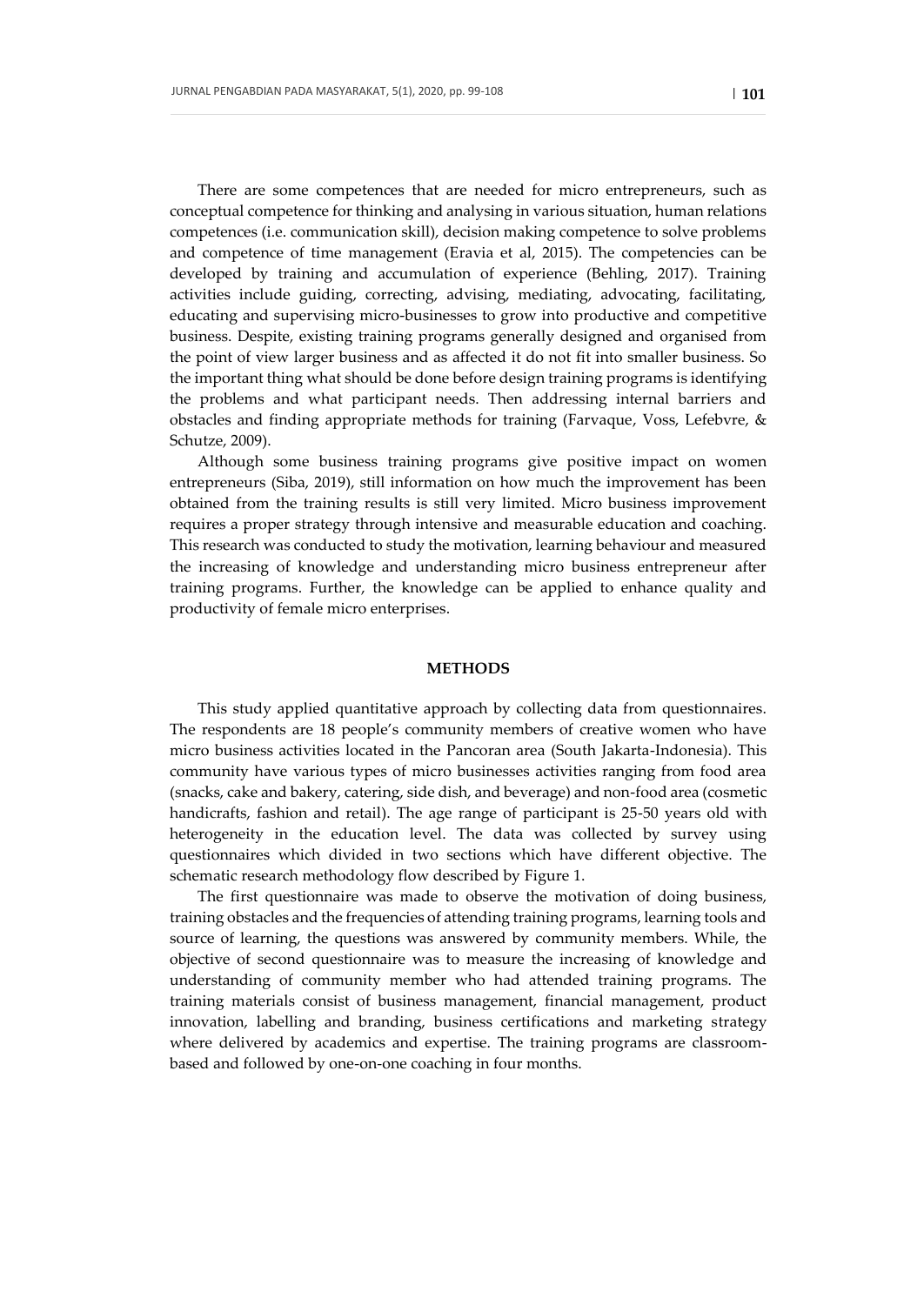There are some competences that are needed for micro entrepreneurs, such as conceptual competence for thinking and analysing in various situation, human relations competences (i.e. communication skill), decision making competence to solve problems and competence of time management (Eravia et al, 2015). The competencies can be developed by training and accumulation of experience (Behling, 2017). Training activities include guiding, correcting, advising, mediating, advocating, facilitating, educating and supervising micro-businesses to grow into productive and competitive business. Despite, existing training programs generally designed and organised from the point of view larger business and as affected it do not fit into smaller business. So the important thing what should be done before design training programs is identifying the problems and what participant needs. Then addressing internal barriers and obstacles and finding appropriate methods for training (Farvaque, Voss, Lefebvre, & Schutze, 2009).

Although some business training programs give positive impact on women entrepreneurs (Siba, 2019), still information on how much the improvement has been obtained from the training results is still very limited. Micro business improvement requires a proper strategy through intensive and measurable education and coaching. This research was conducted to study the motivation, learning behaviour and measured the increasing of knowledge and understanding micro business entrepreneur after training programs. Further, the knowledge can be applied to enhance quality and productivity of female micro enterprises.

## METHODS

This study applied quantitative approach by collecting data from questionnaires. The respondents are 18 people's community members of creative women who have micro business activities located in the Pancoran area (South Jakarta-Indonesia). This community have various types of micro businesses activities ranging from food area (snacks, cake and bakery, catering, side dish, and beverage) and non-food area (cosmetic handicrafts, fashion and retail). The age range of participant is 25-50 years old with heterogeneity in the education level. The data was collected by survey using questionnaires which divided in two sections which have different objective. The schematic research methodology flow described by Figure 1.

The first questionnaire was made to observe the motivation of doing business, training obstacles and the frequencies of attending training programs, learning tools and source of learning, the questions was answered by community members. While, the objective of second questionnaire was to measure the increasing of knowledge and understanding of community member who had attended training programs. The training materials consist of business management, financial management, product innovation, labelling and branding, business certifications and marketing strategy where delivered by academics and expertise. The training programs are classroom-based and followed by one-on-one coaching in four months.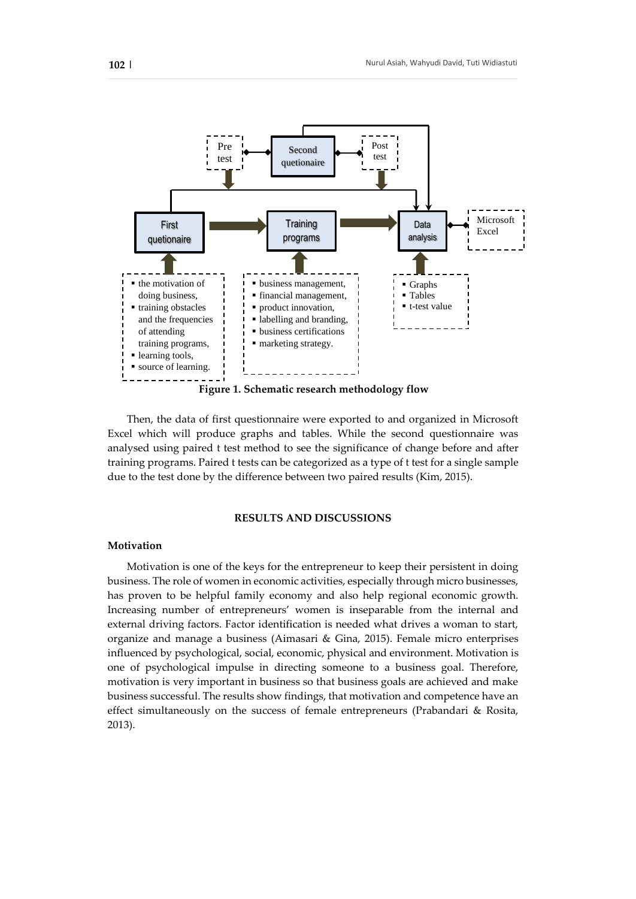Figure 1. Schematic research methodology flow

Then, the data of first questionnaire were exported to and organized in Microsoft Excel which will produce graphs and tables. While the second questionnaire was analysed using paired t test method to see the significance of change before and after training programs. Paired t tests can be categorized as a type of t test for a single sample due to the test done by the difference between two paired results (Kim, 2015).

## RESULTS AND DISCUSSIONS

### Motivation

Motivation is one of the keys for the entrepreneur to keep their persistent in doing business. The role of women in economic activities, especially through micro businesses, has proven to be helpful family economy and also help regional economic growth. Increasing number of entrepreneurs' women is inseparable from the internal and external driving factors. Factor identification is needed what drives a woman to start, organize and manage a business (Aimasari & Gina, 2015). Female micro enterprises influenced by psychological, social, economic, physical and environment. Motivation is one of psychological impulse in directing someone to a business goal. Therefore, motivation is very important in business so that business goals are achieved and make business successful. The results show findings, that motivation and competence have an effect simultaneously on the success of female entrepreneurs (Prabandari & Rosita, 2013).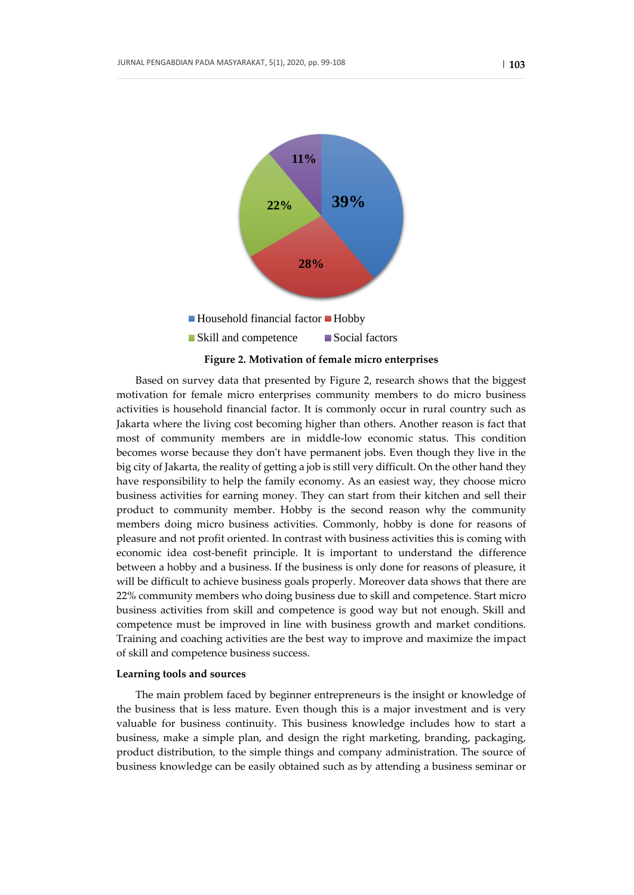**Figure 2. Motivation of female micro enterprises**

Based on survey data that presented by Figure 2, research shows that the biggest motivation for female micro enterprises community members to do micro business activities is household financial factor. It is commonly occur in rural country such as Jakarta where the living cost becoming higher than others. Another reason is fact that most of community members are in middle-low economic status. This condition becomes worse because they don't have permanent jobs. Even though they live in the big city of Jakarta, the reality of getting a job is still very difficult. On the other hand they have responsibility to help the family economy. As an easiest way, they choose micro business activities for earning money. They can start from their kitchen and sell their product to community member. Hobby is the second reason why the community members doing micro business activities. Commonly, hobby is done for reasons of pleasure and not profit oriented. In contrast with business activities this is coming with economic idea cost-benefit principle. It is important to understand the difference between a hobby and a business. If the business is only done for reasons of pleasure, it will be difficult to achieve business goals properly. Moreover data shows that there are 22% community members who doing business due to skill and competence. Start micro business activities from skill and competence is good way but not enough. Skill and competence must be improved in line with business growth and market conditions. Training and coaching activities are the best way to improve and maximize the impact of skill and competence business success.

**Learning tools and sources**

The main problem faced by beginner entrepreneurs is the insight or knowledge of the business that is less mature. Even though this is a major investment and is very valuable for business continuity. This business knowledge includes how to start a business, make a simple plan, and design the right marketing, branding, packaging, product distribution, to the simple things and company administration. The source of business knowledge can be easily obtained such as by attending a business seminar or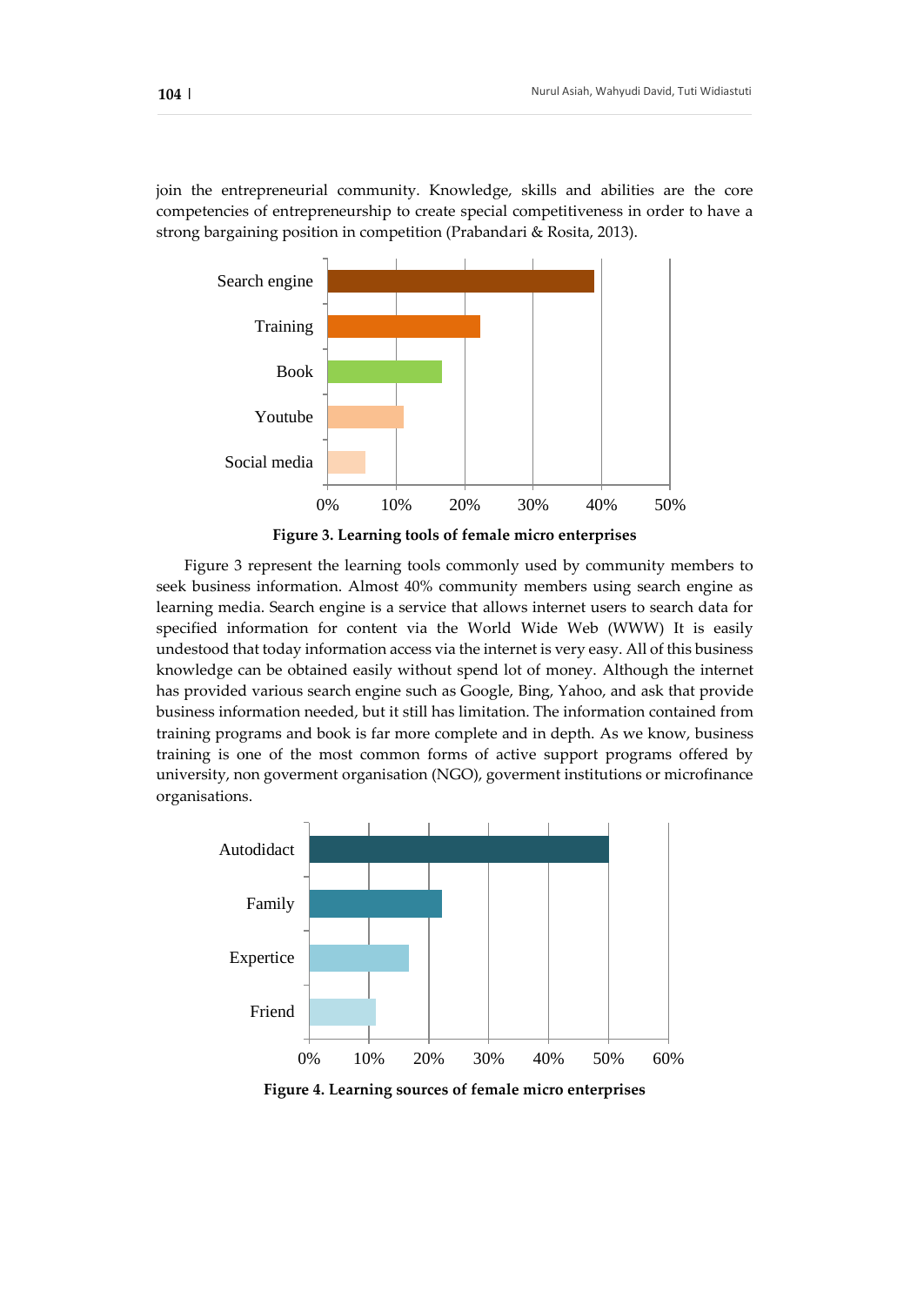join the entrepreneurial community. Knowledge, skills and abilities are the core competencies of entrepreneurship to create special competitiveness in order to have a strong bargaining position in competition (Prabandari & Rosita, 2013).

**Figure 3. Learning tools of female micro enterprises**

Figure 3 represent the learning tools commonly used by community members to seek business information. Almost 40% community members using search engine as learning media. Search engine is a service that allows internet users to search data for specified information for content via the World Wide Web (WWW) It is easily undestood that today information access via the internet is very easy. All of this business knowledge can be obtained easily without spend lot of money. Although the internet has provided various search engine such as Google, Bing, Yahoo, and ask that provide business information needed, but it still has limitation. The information contained from training programs and book is far more complete and in depth. As we know, business training is one of the most common forms of active support programs offered by university, non goverment organisation (NGO), goverment institutions or microfinance organisations.

**Figure 4. Learning sources of female micro enterprises**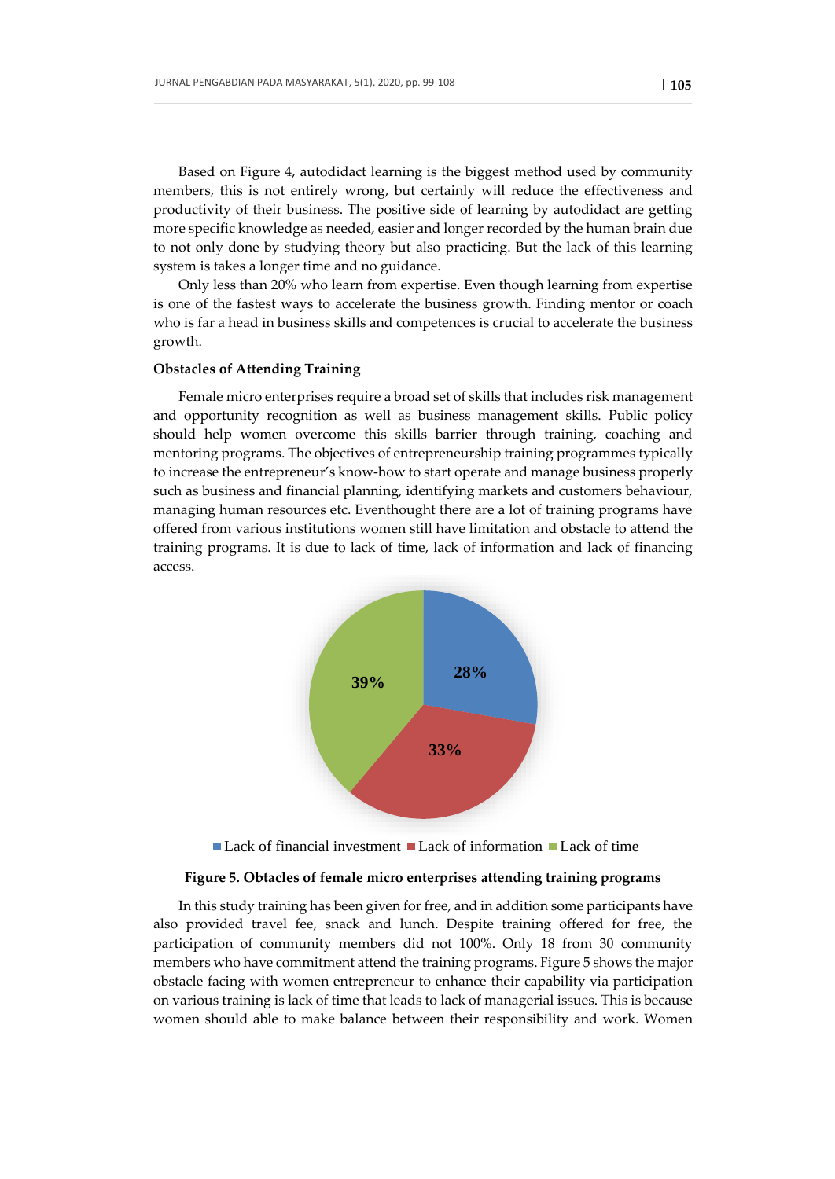Based on Figure 4, autodidact learning is the biggest method used by community members, this is not entirely wrong, but certainly will reduce the effectiveness and productivity of their business. The positive side of learning by autodidact are getting more specific knowledge as needed, easier and longer recorded by the human brain due to not only done by studying theory but also practicing. But the lack of this learning system is takes a longer time and no guidance.

Only less than 20% who learn from expertise. Even though learning from expertise is one of the fastest ways to accelerate the business growth. Finding mentor or coach who is far a head in business skills and competences is crucial to accelerate the business growth.

**Obstacles of Attending Training**

Female micro enterprises require a broad set of skills that includes risk management and opportunity recognition as well as business management skills. Public policy should help women overcome this skills barrier through training, coaching and mentoring programs. The objectives of entrepreneurship training programmes typically to increase the entrepreneur's know-how to start operate and manage business properly such as business and financial planning, identifying markets and customers behaviour, managing human resources etc. Eventhought there are a lot of training programs have offered from various institutions women still have limitation and obstacle to attend the training programs. It is due to lack of time, lack of information and lack of financing access.

28%

33%

39%

Lack of financial investment   Lack of information   Lack of time

**Figure 5. Obtacles of female micro enterprises attending training programs**

In this study training has been given for free, and in addition some participants have also provided travel fee, snack and lunch. Despite training offered for free, the participation of community members did not 100%. Only 18 from 30 community members who have commitment attend the training programs. Figure 5 shows the major obstacle facing with women entrepreneur to enhance their capability via participation on various training is lack of time that leads to lack of managerial issues. This is because women should able to make balance between their responsibility and work. Women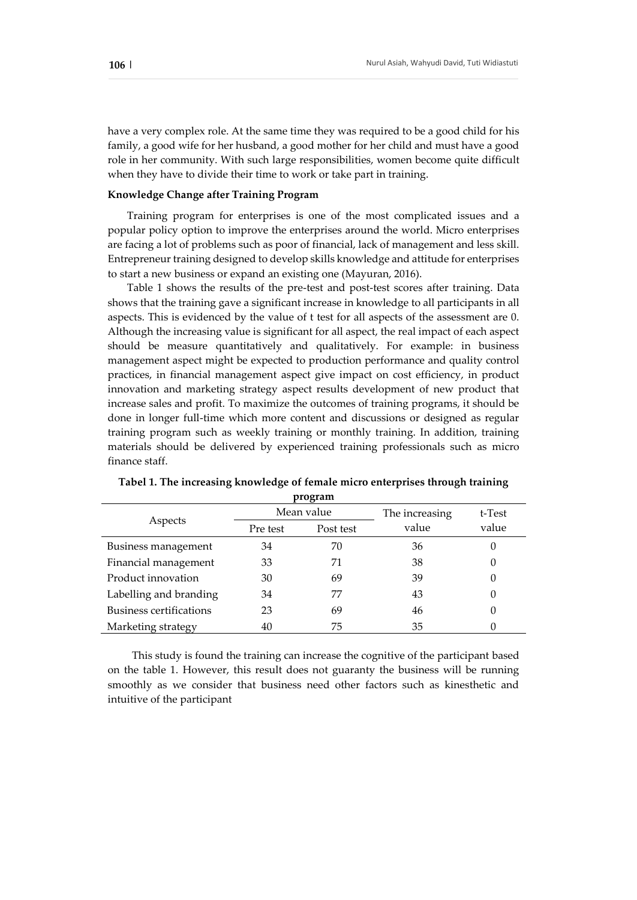have a very complex role. At the same time they was required to be a good child for his family, a good wife for her husband, a good mother for her child and must have a good role in her community. With such large responsibilities, women become quite difficult when they have to divide their time to work or take part in training.

**Knowledge Change after Training Program**

Training program for enterprises is one of the most complicated issues and a popular policy option to improve the enterprises around the world. Micro enterprises are facing a lot of problems such as poor of financial, lack of management and less skill. Entrepreneur training designed to develop skills knowledge and attitude for enterprises to start a new business or expand an existing one (Mayuran, 2016).

Table 1 shows the results of the pre-test and post-test scores after training. Data shows that the training gave a significant increase in knowledge to all participants in all aspects. This is evidenced by the value of t test for all aspects of the assessment are 0. Although the increasing value is significant for all aspect, the real impact of each aspect should be measure quantitatively and qualitatively. For example: in business management aspect might be expected to production performance and quality control practices, in financial management aspect give impact on cost efficiency, in product innovation and marketing strategy aspect results development of new product that increase sales and profit. To maximize the outcomes of training programs, it should be done in longer full-time which more content and discussions or designed as regular training program such as weekly training or monthly training. In addition, training materials should be delivered by experienced training professionals such as micro finance staff.

**Tabel 1. The increasing knowledge of female micro enterprises through training program**

| Aspects | Mean value | | The increasing value | t-Test value |
|---|---|---|---|---|
| | Pre test | Post test | | |
| Business management | 34 | 70 | 36 | 0 |
| Financial management | 33 | 71 | 38 | 0 |
| Product innovation | 30 | 69 | 39 | 0 |
| Labelling and branding | 34 | 77 | 43 | 0 |
| Business certifications | 23 | 69 | 46 | 0 |
| Marketing strategy | 40 | 75 | 35 | 0 |

This study is found the training can increase the cognitive of the participant based on the table 1. However, this result does not guaranty the business will be running smoothly as we consider that business need other factors such as kinesthetic and intuitive of the participant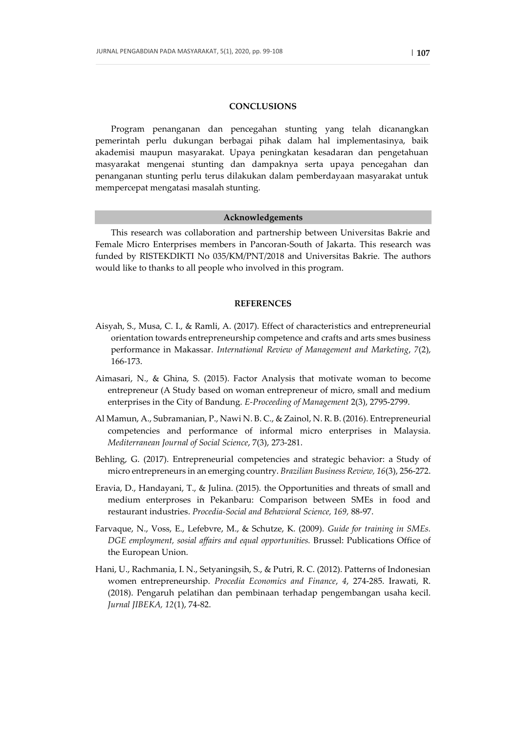## CONCLUSIONS

Program penanganan dan pencegahan stunting yang telah dicanangkan pemerintah perlu dukungan berbagai pihak dalam hal implementasinya, baik akademisi maupun masyarakat. Upaya peningkatan kesadaran dan pengetahuan masyarakat mengenai stunting dan dampaknya serta upaya pencegahan dan penanganan stunting perlu terus dilakukan dalam pemberdayaan masyarakat untuk mempercepat mengatasi masalah stunting.

## Acknowledgements

This research was collaboration and partnership between Universitas Bakrie and Female Micro Enterprises members in Pancoran-South of Jakarta. This research was funded by RISTEKDIKTI No 035/KM/PNT/2018 and Universitas Bakrie. The authors would like to thanks to all people who involved in this program.

## REFERENCES

Aisyah, S., Musa, C. I., & Ramli, A. (2017). Effect of characteristics and entrepreneurial orientation towards entrepreneurship competence and crafts and arts smes business performance in Makassar. *International Review of Management and Marketing*, *7*(2), 166-173.

Aimasari, N., & Ghina, S. (2015). Factor Analysis that motivate woman to become entrepreneur (A Study based on woman entrepreneur of micro, small and medium enterprises in the City of Bandung. *E-Proceeding of Management* 2(3), 2795-2799.

Al Mamun, A., Subramanian, P., Nawi N. B. C., & Zainol, N. R. B. (2016). Entrepreneurial competencies and performance of informal micro enterprises in Malaysia. *Mediterranean Journal of Social Science*, 7(3), 273-281.

Behling, G. (2017). Entrepreneurial competencies and strategic behavior: a Study of micro entrepreneurs in an emerging country. *Brazilian Business Review, 16*(3), 256-272.

Eravia, D., Handayani, T., & Julina. (2015). the Opportunities and threats of small and medium enterproses in Pekanbaru: Comparison between SMEs in food and restaurant industries. *Procedia-Social and Behavioral Science, 169,* 88-97.

Farvaque, N., Voss, E., Lefebvre, M., & Schutze, K. (2009). *Guide for training in SMEs. DGE employment, sosial affairs and equal opportunities.* Brussel: Publications Office of the European Union.

Hani, U., Rachmania, I. N., Setyaningsih, S., & Putri, R. C. (2012). Patterns of Indonesian women entrepreneurship. *Procedia Economics and Finance*, *4*, 274-285. Irawati, R. (2018). Pengaruh pelatihan dan pembinaan terhadap pengembangan usaha kecil. *Jurnal JIBEKA, 12*(1), 74-82.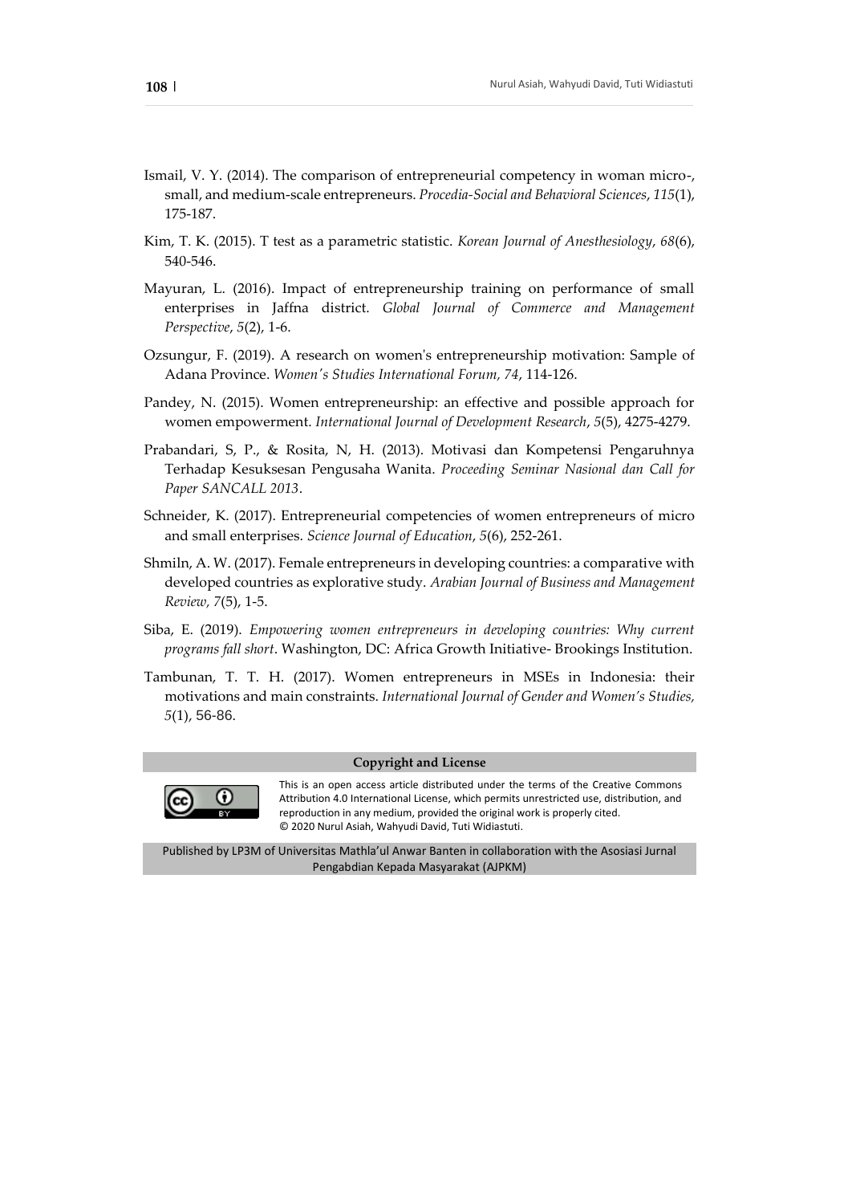Ismail, V. Y. (2014). The comparison of entrepreneurial competency in woman micro-, small, and medium-scale entrepreneurs. *Procedia-Social and Behavioral Sciences*, *115*(1), 175-187.

Kim, T. K. (2015). T test as a parametric statistic. *Korean Journal of Anesthesiology*, *68*(6), 540-546.

Mayuran, L. (2016). Impact of entrepreneurship training on performance of small enterprises in Jaffna district. *Global Journal of Commerce and Management Perspective*, *5*(2), 1-6.

Ozsungur, F. (2019). A research on women's entrepreneurship motivation: Sample of Adana Province. *Women's Studies International Forum, 74*, 114-126.

Pandey, N. (2015). Women entrepreneurship: an effective and possible approach for women empowerment. *International Journal of Development Research*, *5*(5), 4275-4279.

Prabandari, S, P., & Rosita, N, H. (2013). Motivasi dan Kompetensi Pengaruhnya Terhadap Kesuksesan Pengusaha Wanita. *Proceeding Seminar Nasional dan Call for Paper SANCALL 2013*.

Schneider, K. (2017). Entrepreneurial competencies of women entrepreneurs of micro and small enterprises. *Science Journal of Education*, *5*(6), 252-261.

Shmiln, A. W. (2017). Female entrepreneurs in developing countries: a comparative with developed countries as explorative study. *Arabian Journal of Business and Management Review, 7*(5), 1-5.

Siba, E. (2019). *Empowering women entrepreneurs in developing countries: Why current programs fall short*. Washington, DC: Africa Growth Initiative- Brookings Institution.

Tambunan, T. T. H. (2017). Women entrepreneurs in MSEs in Indonesia: their motivations and main constraints. *International Journal of Gender and Women's Studies, 5*(1), 56-86.

**Copyright and License**

This is an open access article distributed under the terms of the Creative Commons Attribution 4.0 International License, which permits unrestricted use, distribution, and reproduction in any medium, provided the original work is properly cited.
© 2020 Nurul Asiah, Wahyudi David, Tuti Widiastuti.

Published by LP3M of Universitas Mathla'ul Anwar Banten in collaboration with the Asosiasi Jurnal Pengabdian Kepada Masyarakat (AJPKM)